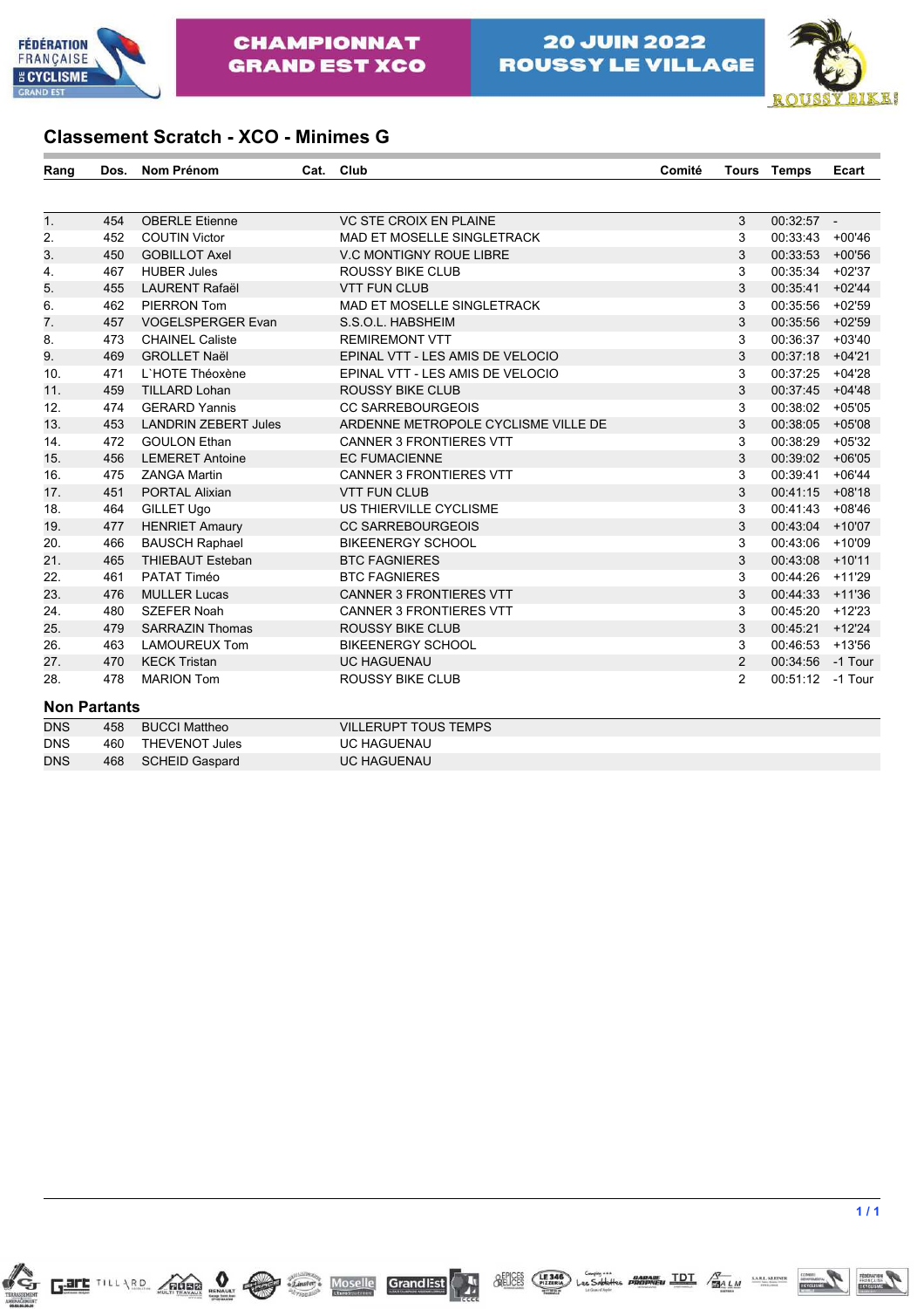CHAMPIONNAT GRAND EST XCO

20 JUIN 2022 ROUSSY LE VILLAGE

## Classement Scratch - XCO - Minimes G

| Rang | Dos. | Nom Prénom | Cat. | Club | Comité | Tours | Temps | Ecart |
|---|---|---|---|---|---|---|---|---|
| 1. | 454 | OBERLE Etienne | | VC STE CROIX EN PLAINE | | 3 | 00:32:57 | - |
| 2. | 452 | COUTIN Victor | | MAD ET MOSELLE SINGLETRACK | | 3 | 00:33:43 | +00'46 |
| 3. | 450 | GOBILLOT Axel | | V.C MONTIGNY ROUE LIBRE | | 3 | 00:33:53 | +00'56 |
| 4. | 467 | HUBER Jules | | ROUSSY BIKE CLUB | | 3 | 00:35:34 | +02'37 |
| 5. | 455 | LAURENT Rafaël | | VTT FUN CLUB | | 3 | 00:35:41 | +02'44 |
| 6. | 462 | PIERRON Tom | | MAD ET MOSELLE SINGLETRACK | | 3 | 00:35:56 | +02'59 |
| 7. | 457 | VOGELSPERGER Evan | | S.S.O.L. HABSHEIM | | 3 | 00:35:56 | +02'59 |
| 8. | 473 | CHAINEL Caliste | | REMIREMONT VTT | | 3 | 00:36:37 | +03'40 |
| 9. | 469 | GROLLET Naël | | EPINAL VTT - LES AMIS DE VELOCIO | | 3 | 00:37:18 | +04'21 |
| 10. | 471 | L`HOTE Théoxène | | EPINAL VTT - LES AMIS DE VELOCIO | | 3 | 00:37:25 | +04'28 |
| 11. | 459 | TILLARD Lohan | | ROUSSY BIKE CLUB | | 3 | 00:37:45 | +04'48 |
| 12. | 474 | GERARD Yannis | | CC SARREBOURGEOIS | | 3 | 00:38:02 | +05'05 |
| 13. | 453 | LANDRIN ZEBERT Jules | | ARDENNE METROPOLE CYCLISME VILLE DE | | 3 | 00:38:05 | +05'08 |
| 14. | 472 | GOULON Ethan | | CANNER 3 FRONTIERES VTT | | 3 | 00:38:29 | +05'32 |
| 15. | 456 | LEMERET Antoine | | EC FUMACIENNE | | 3 | 00:39:02 | +06'05 |
| 16. | 475 | ZANGA Martin | | CANNER 3 FRONTIERES VTT | | 3 | 00:39:41 | +06'44 |
| 17. | 451 | PORTAL Alixian | | VTT FUN CLUB | | 3 | 00:41:15 | +08'18 |
| 18. | 464 | GILLET Ugo | | US THIERVILLE CYCLISME | | 3 | 00:41:43 | +08'46 |
| 19. | 477 | HENRIET Amaury | | CC SARREBOURGEOIS | | 3 | 00:43:04 | +10'07 |
| 20. | 466 | BAUSCH Raphael | | BIKEENERGY SCHOOL | | 3 | 00:43:06 | +10'09 |
| 21. | 465 | THIEBAUT Esteban | | BTC FAGNIERES | | 3 | 00:43:08 | +10'11 |
| 22. | 461 | PATAT Timéo | | BTC FAGNIERES | | 3 | 00:44:26 | +11'29 |
| 23. | 476 | MULLER Lucas | | CANNER 3 FRONTIERES VTT | | 3 | 00:44:33 | +11'36 |
| 24. | 480 | SZEFER Noah | | CANNER 3 FRONTIERES VTT | | 3 | 00:45:20 | +12'23 |
| 25. | 479 | SARRAZIN Thomas | | ROUSSY BIKE CLUB | | 3 | 00:45:21 | +12'24 |
| 26. | 463 | LAMOUREUX Tom | | BIKEENERGY SCHOOL | | 3 | 00:46:53 | +13'56 |
| 27. | 470 | KECK Tristan | | UC HAGUENAU | | 2 | 00:34:56 | -1 Tour |
| 28. | 478 | MARION Tom | | ROUSSY BIKE CLUB | | 2 | 00:51:12 | -1 Tour |

### Non Partants

| Rang | Dos. | Nom Prénom | Cat. | Club |
|---|---|---|---|---|
| DNS | 458 | BUCCI Mattheo | | VILLERUPT TOUS TEMPS |
| DNS | 460 | THEVENOT Jules | | UC HAGUENAU |
| DNS | 468 | SCHEID Gaspard | | UC HAGUENAU |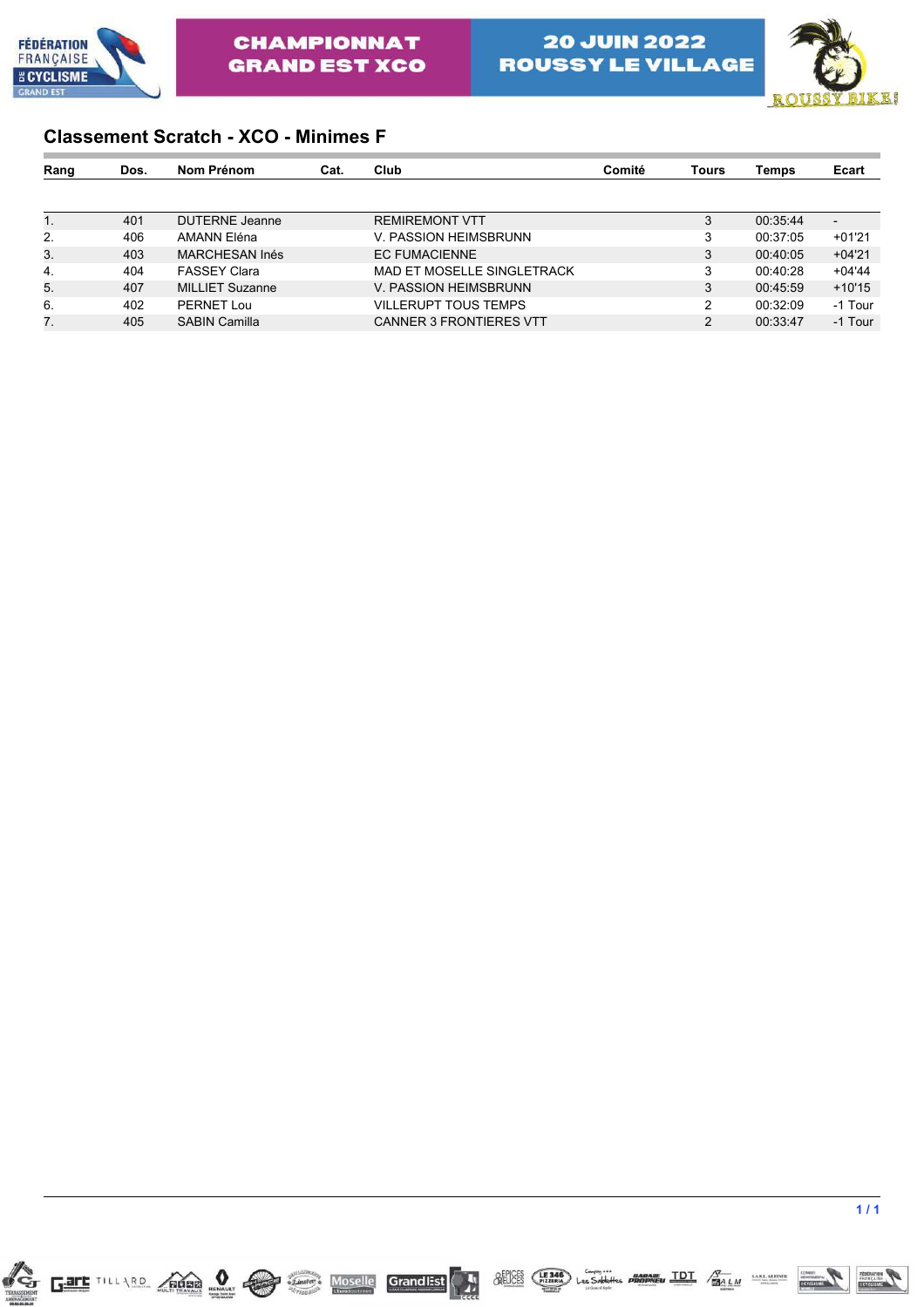CHAMPIONNAT GRAND EST XCO

20 JUIN 2022 ROUSSY LE VILLAGE

## Classement Scratch - XCO - Minimes F

| Rang | Dos. | Nom Prénom | Cat. | Club | Comité | Tours | Temps | Ecart |
|---|---|---|---|---|---|---|---|---|
| 1. | 401 | DUTERNE Jeanne | | REMIREMONT VTT | | 3 | 00:35:44 | - |
| 2. | 406 | AMANN Eléna | | V. PASSION HEIMSBRUNN | | 3 | 00:37:05 | +01'21 |
| 3. | 403 | MARCHESAN Inés | | EC FUMACIENNE | | 3 | 00:40:05 | +04'21 |
| 4. | 404 | FASSEY Clara | | MAD ET MOSELLE SINGLETRACK | | 3 | 00:40:28 | +04'44 |
| 5. | 407 | MILLIET Suzanne | | V. PASSION HEIMSBRUNN | | 3 | 00:45:59 | +10'15 |
| 6. | 402 | PERNET Lou | | VILLERUPT TOUS TEMPS | | 2 | 00:32:09 | -1 Tour |
| 7. | 405 | SABIN Camilla | | CANNER 3 FRONTIERES VTT | | 2 | 00:33:47 | -1 Tour |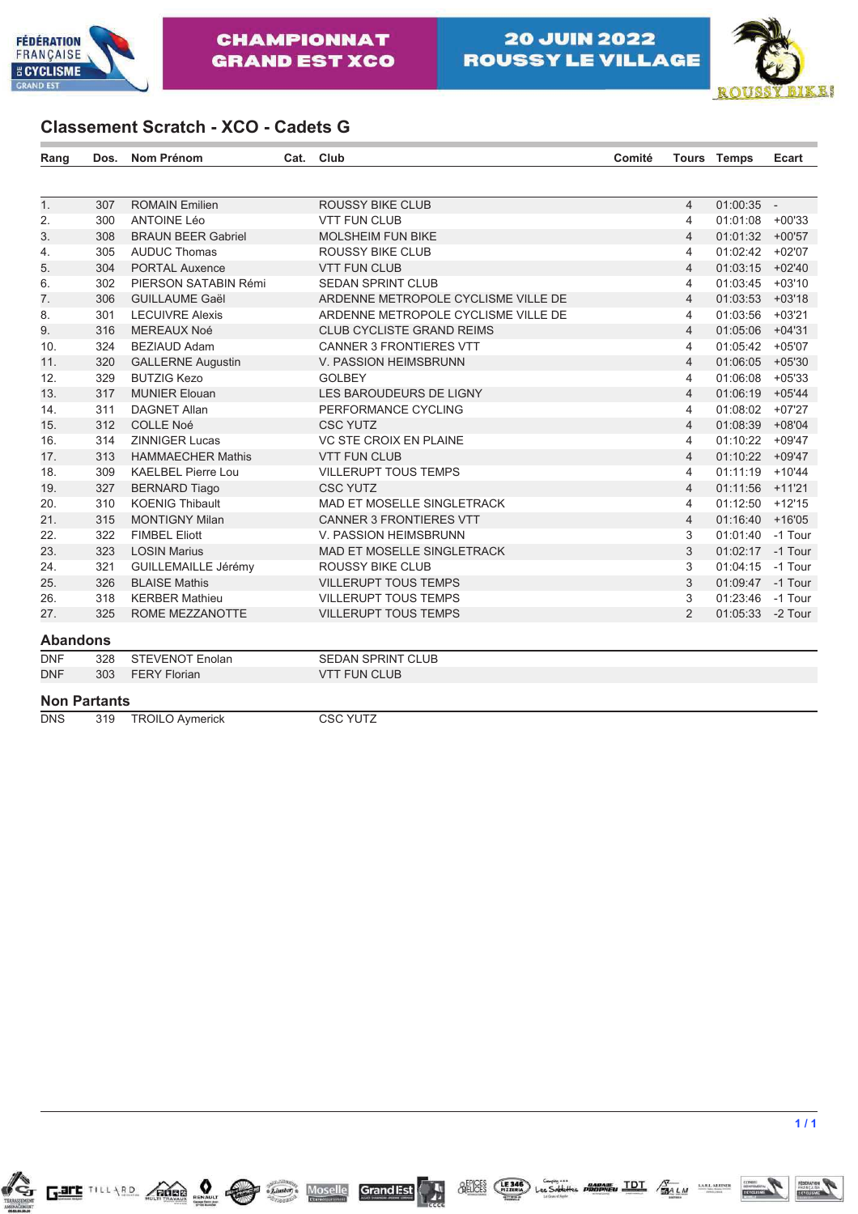CHAMPIONNAT GRAND EST XCO

20 JUIN 2022 ROUSSY LE VILLAGE

## Classement Scratch - XCO - Cadets G

| Rang | Dos. | Nom Prénom | Cat. | Club | Comité | Tours | Temps | Ecart |
|---|---|---|---|---|---|---|---|---|
| 1. | 307 | ROMAIN Emilien | | ROUSSY BIKE CLUB | | 4 | 01:00:35 | - |
| 2. | 300 | ANTOINE Léo | | VTT FUN CLUB | | 4 | 01:01:08 | +00'33 |
| 3. | 308 | BRAUN BEER Gabriel | | MOLSHEIM FUN BIKE | | 4 | 01:01:32 | +00'57 |
| 4. | 305 | AUDUC Thomas | | ROUSSY BIKE CLUB | | 4 | 01:02:42 | +02'07 |
| 5. | 304 | PORTAL Auxence | | VTT FUN CLUB | | 4 | 01:03:15 | +02'40 |
| 6. | 302 | PIERSON SATABIN Rémi | | SEDAN SPRINT CLUB | | 4 | 01:03:45 | +03'10 |
| 7. | 306 | GUILLAUME Gaël | | ARDENNE METROPOLE CYCLISME VILLE DE | | 4 | 01:03:53 | +03'18 |
| 8. | 301 | LECUIVRE Alexis | | ARDENNE METROPOLE CYCLISME VILLE DE | | 4 | 01:03:56 | +03'21 |
| 9. | 316 | MEREAUX Noé | | CLUB CYCLISTE GRAND REIMS | | 4 | 01:05:06 | +04'31 |
| 10. | 324 | BEZIAUD Adam | | CANNER 3 FRONTIERES VTT | | 4 | 01:05:42 | +05'07 |
| 11. | 320 | GALLERNE Augustin | | V. PASSION HEIMSBRUNN | | 4 | 01:06:05 | +05'30 |
| 12. | 329 | BUTZIG Kezo | | GOLBEY | | 4 | 01:06:08 | +05'33 |
| 13. | 317 | MUNIER Elouan | | LES BAROUDEURS DE LIGNY | | 4 | 01:06:19 | +05'44 |
| 14. | 311 | DAGNET Allan | | PERFORMANCE CYCLING | | 4 | 01:08:02 | +07'27 |
| 15. | 312 | COLLE Noé | | CSC YUTZ | | 4 | 01:08:39 | +08'04 |
| 16. | 314 | ZINNIGER Lucas | | VC STE CROIX EN PLAINE | | 4 | 01:10:22 | +09'47 |
| 17. | 313 | HAMMAECHER Mathis | | VTT FUN CLUB | | 4 | 01:10:22 | +09'47 |
| 18. | 309 | KAELBEL Pierre Lou | | VILLERUPT TOUS TEMPS | | 4 | 01:11:19 | +10'44 |
| 19. | 327 | BERNARD Tiago | | CSC YUTZ | | 4 | 01:11:56 | +11'21 |
| 20. | 310 | KOENIG Thibault | | MAD ET MOSELLE SINGLETRACK | | 4 | 01:12:50 | +12'15 |
| 21. | 315 | MONTIGNY Milan | | CANNER 3 FRONTIERES VTT | | 4 | 01:16:40 | +16'05 |
| 22. | 322 | FIMBEL Eliott | | V. PASSION HEIMSBRUNN | | 3 | 01:01:40 | -1 Tour |
| 23. | 323 | LOSIN Marius | | MAD ET MOSELLE SINGLETRACK | | 3 | 01:02:17 | -1 Tour |
| 24. | 321 | GUILLEMAILLE Jérémy | | ROUSSY BIKE CLUB | | 3 | 01:04:15 | -1 Tour |
| 25. | 326 | BLAISE Mathis | | VILLERUPT TOUS TEMPS | | 3 | 01:09:47 | -1 Tour |
| 26. | 318 | KERBER Mathieu | | VILLERUPT TOUS TEMPS | | 3 | 01:23:46 | -1 Tour |
| 27. | 325 | ROME MEZZANOTTE | | VILLERUPT TOUS TEMPS | | 2 | 01:05:33 | -2 Tour |

### Abandons

| Rang | Dos. | Nom Prénom | Club |
|---|---|---|---|
| DNF | 328 | STEVENOT Enolan | SEDAN SPRINT CLUB |
| DNF | 303 | FERY Florian | VTT FUN CLUB |

### Non Partants

| Rang | Dos. | Nom Prénom | Club |
|---|---|---|---|
| DNS | 319 | TROILO Aymerick | CSC YUTZ |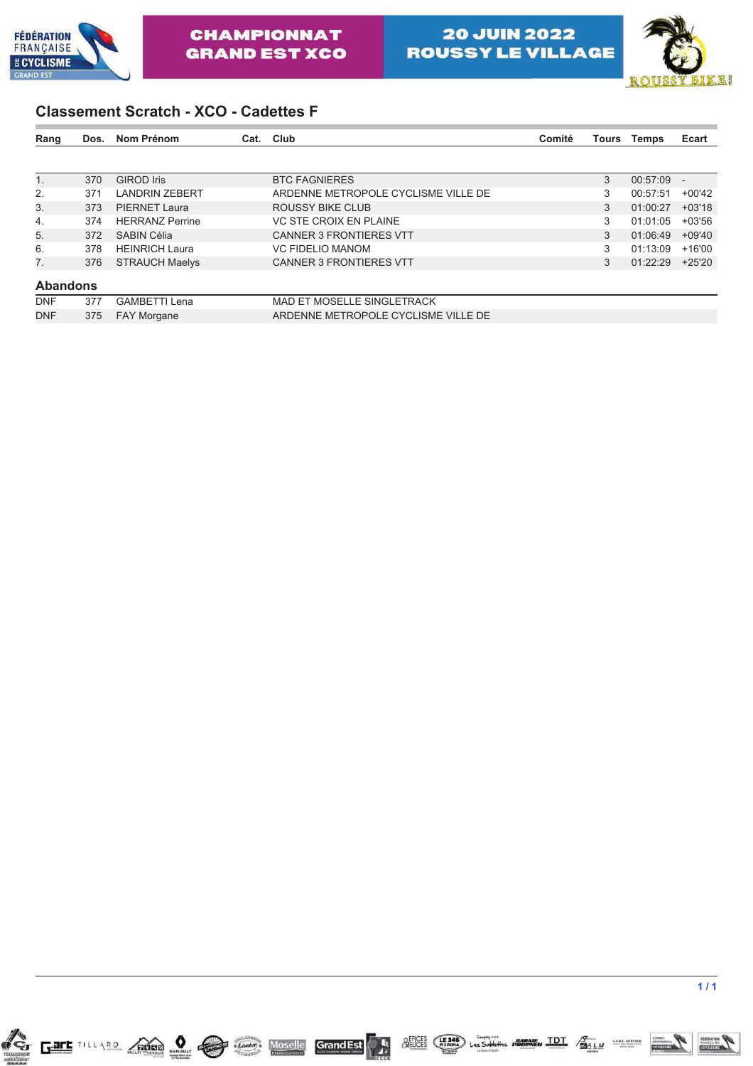CHAMPIONNAT GRAND EST XCO

20 JUIN 2022 ROUSSY LE VILLAGE

## Classement Scratch - XCO - Cadettes F

| Rang | Dos. | Nom Prénom | Cat. | Club | Comité | Tours | Temps | Ecart |
|---|---|---|---|---|---|---|---|---|
| 1. | 370 | GIROD Iris | | BTC FAGNIERES | | 3 | 00:57:09 | - |
| 2. | 371 | LANDRIN ZEBERT | | ARDENNE METROPOLE CYCLISME VILLE DE | | 3 | 00:57:51 | +00'42 |
| 3. | 373 | PIERNET Laura | | ROUSSY BIKE CLUB | | 3 | 01:00:27 | +03'18 |
| 4. | 374 | HERRANZ Perrine | | VC STE CROIX EN PLAINE | | 3 | 01:01:05 | +03'56 |
| 5. | 372 | SABIN Célia | | CANNER 3 FRONTIERES VTT | | 3 | 01:06:49 | +09'40 |
| 6. | 378 | HEINRICH Laura | | VC FIDELIO MANOM | | 3 | 01:13:09 | +16'00 |
| 7. | 376 | STRAUCH Maelys | | CANNER 3 FRONTIERES VTT | | 3 | 01:22:29 | +25'20 |

### Abandons

| Rang | Dos. | Nom Prénom | Club |
|---|---|---|---|
| DNF | 377 | GAMBETTI Lena | MAD ET MOSELLE SINGLETRACK |
| DNF | 375 | FAY Morgane | ARDENNE METROPOLE CYCLISME VILLE DE |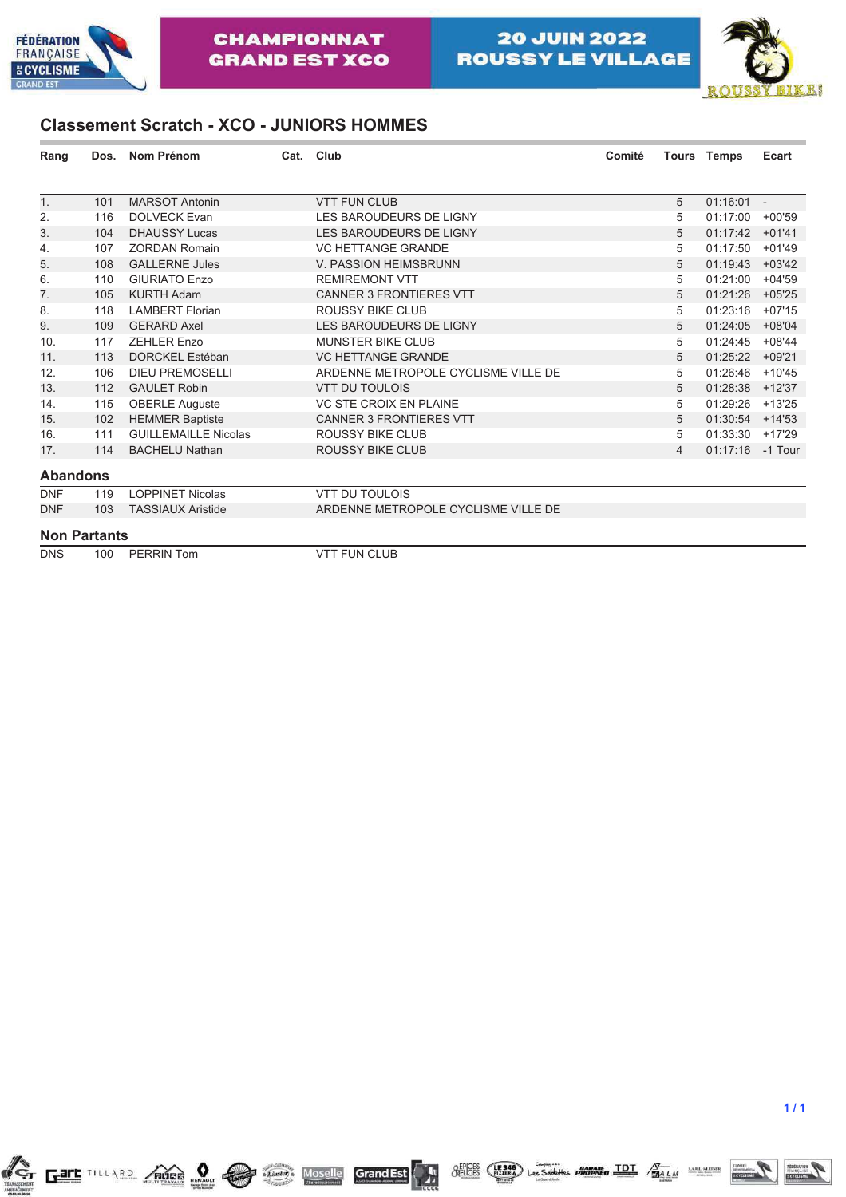CHAMPIONNAT GRAND EST XCO

20 JUIN 2022 ROUSSY LE VILLAGE

## Classement Scratch - XCO - JUNIORS HOMMES

| Rang | Dos. | Nom Prénom | Cat. | Club | Comité | Tours | Temps | Ecart |
|---|---|---|---|---|---|---|---|---|
| 1. | 101 | MARSOT Antonin | | VTT FUN CLUB | | 5 | 01:16:01 | - |
| 2. | 116 | DOLVECK Evan | | LES BAROUDEURS DE LIGNY | | 5 | 01:17:00 | +00'59 |
| 3. | 104 | DHAUSSY Lucas | | LES BAROUDEURS DE LIGNY | | 5 | 01:17:42 | +01'41 |
| 4. | 107 | ZORDAN Romain | | VC HETTANGE GRANDE | | 5 | 01:17:50 | +01'49 |
| 5. | 108 | GALLERNE Jules | | V. PASSION HEIMSBRUNN | | 5 | 01:19:43 | +03'42 |
| 6. | 110 | GIURIATO Enzo | | REMIREMONT VTT | | 5 | 01:21:00 | +04'59 |
| 7. | 105 | KURTH Adam | | CANNER 3 FRONTIERES VTT | | 5 | 01:21:26 | +05'25 |
| 8. | 118 | LAMBERT Florian | | ROUSSY BIKE CLUB | | 5 | 01:23:16 | +07'15 |
| 9. | 109 | GERARD Axel | | LES BAROUDEURS DE LIGNY | | 5 | 01:24:05 | +08'04 |
| 10. | 117 | ZEHLER Enzo | | MUNSTER BIKE CLUB | | 5 | 01:24:45 | +08'44 |
| 11. | 113 | DORCKEL Estéban | | VC HETTANGE GRANDE | | 5 | 01:25:22 | +09'21 |
| 12. | 106 | DIEU PREMOSELLI | | ARDENNE METROPOLE CYCLISME VILLE DE | | 5 | 01:26:46 | +10'45 |
| 13. | 112 | GAULET Robin | | VTT DU TOULOIS | | 5 | 01:28:38 | +12'37 |
| 14. | 115 | OBERLE Auguste | | VC STE CROIX EN PLAINE | | 5 | 01:29:26 | +13'25 |
| 15. | 102 | HEMMER Baptiste | | CANNER 3 FRONTIERES VTT | | 5 | 01:30:54 | +14'53 |
| 16. | 111 | GUILLEMAILLE Nicolas | | ROUSSY BIKE CLUB | | 5 | 01:33:30 | +17'29 |
| 17. | 114 | BACHELU Nathan | | ROUSSY BIKE CLUB | | 4 | 01:17:16 | -1 Tour |

### Abandons

| Rang | Dos. | Nom Prénom | Cat. | Club |
|---|---|---|---|---|
| DNF | 119 | LOPPINET Nicolas | | VTT DU TOULOIS |
| DNF | 103 | TASSIAUX Aristide | | ARDENNE METROPOLE CYCLISME VILLE DE |

### Non Partants

| Rang | Dos. | Nom Prénom | Cat. | Club |
|---|---|---|---|---|
| DNS | 100 | PERRIN Tom | | VTT FUN CLUB |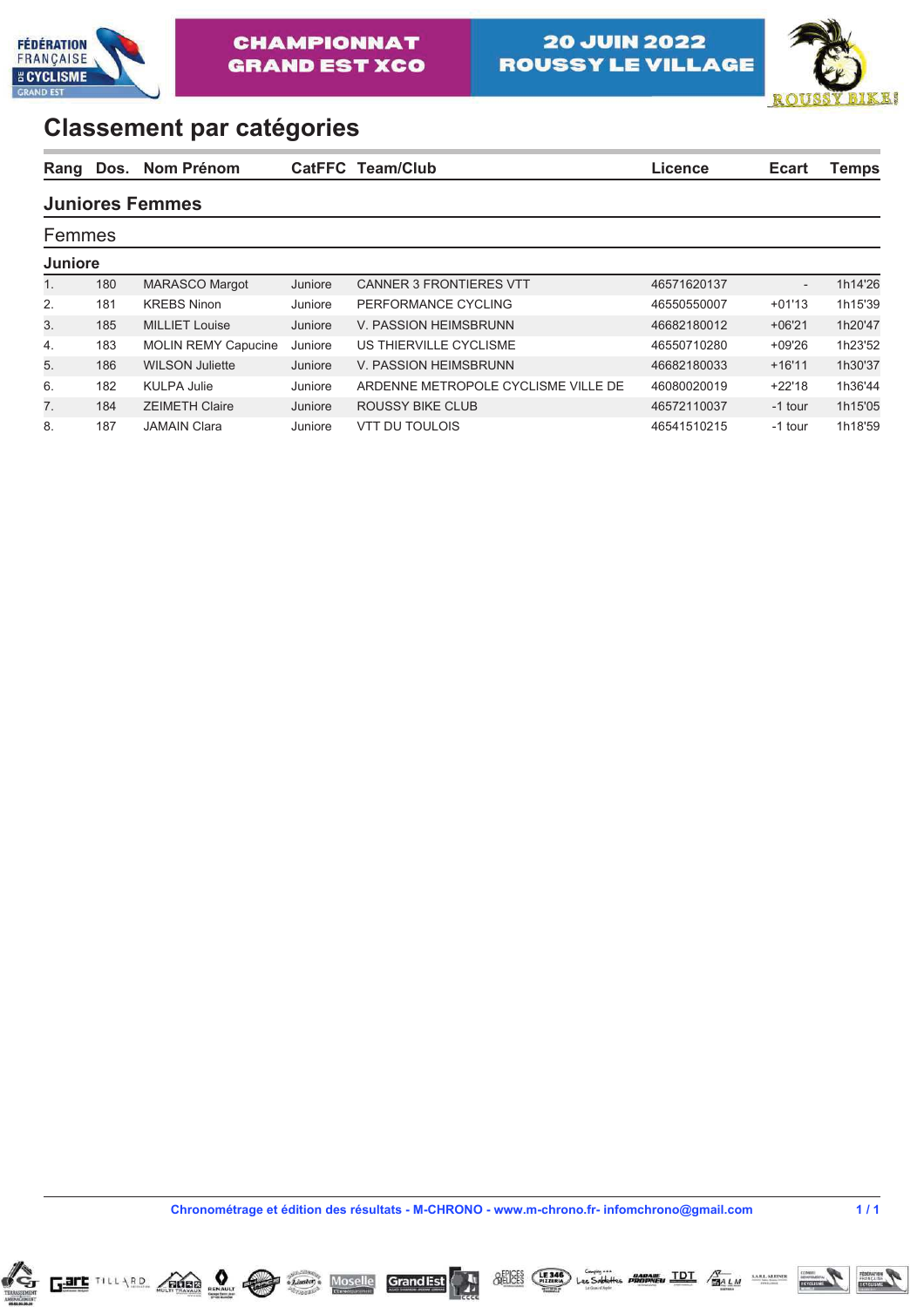CHAMPIONNAT GRAND EST XCO

20 JUIN 2022 ROUSSY LE VILLAGE

# Classement par catégories

## Juniores Femmes

### Femmes

#### Juniore

| Rang | Dos. | Nom Prénom | CatFFC | Team/Club | Licence | Ecart | Temps |
|---|---|---|---|---|---|---|---|
| 1. | 180 | MARASCO Margot | Juniore | CANNER 3 FRONTIERES VTT | 46571620137 | - | 1h14'26 |
| 2. | 181 | KREBS Ninon | Juniore | PERFORMANCE CYCLING | 46550550007 | +01'13 | 1h15'39 |
| 3. | 185 | MILLIET Louise | Juniore | V. PASSION HEIMSBRUNN | 46682180012 | +06'21 | 1h20'47 |
| 4. | 183 | MOLIN REMY Capucine | Juniore | US THIERVILLE CYCLISME | 46550710280 | +09'26 | 1h23'52 |
| 5. | 186 | WILSON Juliette | Juniore | V. PASSION HEIMSBRUNN | 46682180033 | +16'11 | 1h30'37 |
| 6. | 182 | KULPA Julie | Juniore | ARDENNE METROPOLE CYCLISME VILLE DE | 46080020019 | +22'18 | 1h36'44 |
| 7. | 184 | ZEIMETH Claire | Juniore | ROUSSY BIKE CLUB | 46572110037 | -1 tour | 1h15'05 |
| 8. | 187 | JAMAIN Clara | Juniore | VTT DU TOULOIS | 46541510215 | -1 tour | 1h18'59 |

Chronométrage et édition des résultats - M-CHRONO - www.m-chrono.fr- infomchrono@gmail.com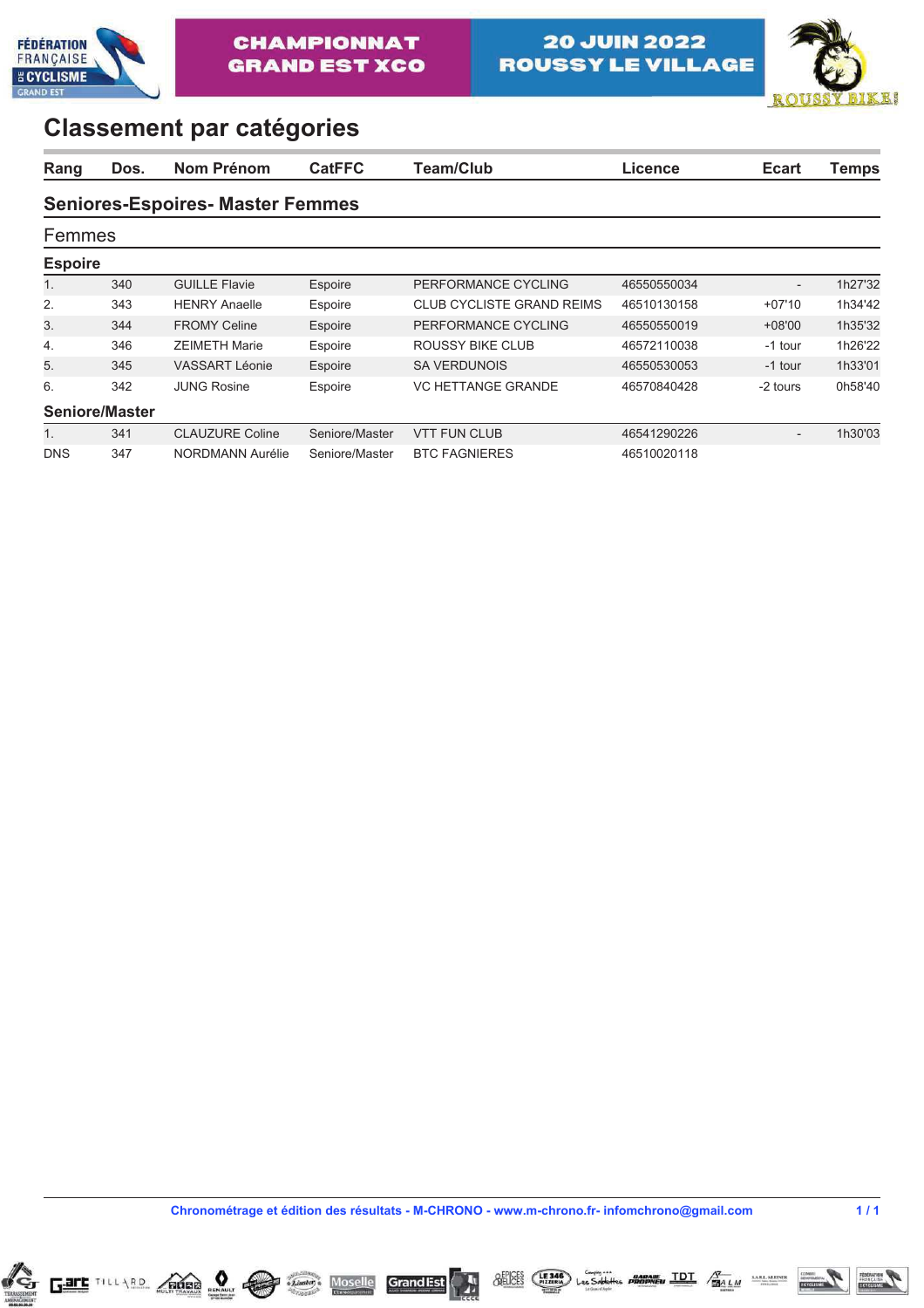CHAMPIONNAT GRAND EST XCO

20 JUIN 2022 ROUSSY LE VILLAGE

# Classement par catégories

| Rang | Dos. | Nom Prénom | CatFFC | Team/Club | Licence | Ecart | Temps |
|---|---|---|---|---|---|---|---|
| **Seniores-Espoires- Master Femmes** | | | | | | | |
| Femmes | | | | | | | |
| **Espoire** | | | | | | | |
| 1. | 340 | GUILLE Flavie | Espoire | PERFORMANCE CYCLING | 46550550034 | - | 1h27'32 |
| 2. | 343 | HENRY Anaelle | Espoire | CLUB CYCLISTE GRAND REIMS | 46510130158 | +07'10 | 1h34'42 |
| 3. | 344 | FROMY Celine | Espoire | PERFORMANCE CYCLING | 46550550019 | +08'00 | 1h35'32 |
| 4. | 346 | ZEIMETH Marie | Espoire | ROUSSY BIKE CLUB | 46572110038 | -1 tour | 1h26'22 |
| 5. | 345 | VASSART Léonie | Espoire | SA VERDUNOIS | 46550530053 | -1 tour | 1h33'01 |
| 6. | 342 | JUNG Rosine | Espoire | VC HETTANGE GRANDE | 46570840428 | -2 tours | 0h58'40 |
| **Seniore/Master** | | | | | | | |
| 1. | 341 | CLAUZURE Coline | Seniore/Master | VTT FUN CLUB | 46541290226 | - | 1h30'03 |
| DNS | 347 | NORDMANN Aurélie | Seniore/Master | BTC FAGNIERES | 46510020118 | | |

Chronométrage et édition des résultats - M-CHRONO - www.m-chrono.fr- infomchrono@gmail.com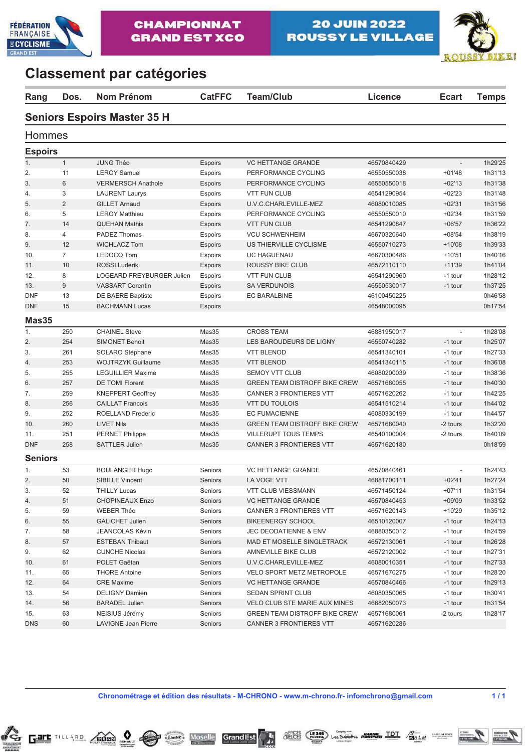CHAMPIONNAT GRAND EST XCO

20 JUIN 2022 ROUSSY LE VILLAGE

# Classement par catégories

## Seniors Espoirs Master 35 H

### Hommes

#### Espoirs

| Rang | Dos. | Nom Prénom | CatFFC | Team/Club | Licence | Ecart | Temps |
|---|---|---|---|---|---|---|---|
| 1. | 1 | JUNG Théo | Espoirs | VC HETTANGE GRANDE | 46570840429 | - | 1h29'25 |
| 2. | 11 | LEROY Samuel | Espoirs | PERFORMANCE CYCLING | 46550550038 | +01'48 | 1h31'13 |
| 3. | 6 | VERMERSCH Anathole | Espoirs | PERFORMANCE CYCLING | 46550550018 | +02'13 | 1h31'38 |
| 4. | 3 | LAURENT Laurys | Espoirs | VTT FUN CLUB | 46541290954 | +02'23 | 1h31'48 |
| 5. | 2 | GILLET Arnaud | Espoirs | U.V.C.CHARLEVILLE-MEZ | 46080010085 | +02'31 | 1h31'56 |
| 6. | 5 | LEROY Matthieu | Espoirs | PERFORMANCE CYCLING | 46550550010 | +02'34 | 1h31'59 |
| 7. | 14 | QUEHAN Mathis | Espoirs | VTT FUN CLUB | 46541290847 | +06'57 | 1h36'22 |
| 8. | 4 | PADEZ Thomas | Espoirs | VCU SCHWENHEIM | 46670320640 | +08'54 | 1h38'19 |
| 9. | 12 | WICHLACZ Tom | Espoirs | US THIERVILLE CYCLISME | 46550710273 | +10'08 | 1h39'33 |
| 10. | 7 | LEDOCQ Tom | Espoirs | UC HAGUENAU | 46670300486 | +10'51 | 1h40'16 |
| 11. | 10 | ROSSI Luderik | Espoirs | ROUSSY BIKE CLUB | 46572110110 | +11'39 | 1h41'04 |
| 12. | 8 | LOGEARD FREYBURGER Julien | Espoirs | VTT FUN CLUB | 46541290960 | -1 tour | 1h28'12 |
| 13. | 9 | VASSART Corentin | Espoirs | SA VERDUNOIS | 46550530017 | -1 tour | 1h37'25 |
| DNF | 13 | DE BAERE Baptiste | Espoirs | EC BARALBINE | 46100450225 | | 0h46'58 |
| DNF | 15 | BACHMANN Lucas | Espoirs | | 46548000095 | | 0h17'54 |

#### Mas35

| Rang | Dos. | Nom Prénom | CatFFC | Team/Club | Licence | Ecart | Temps |
|---|---|---|---|---|---|---|---|
| 1. | 250 | CHAINEL Steve | Mas35 | CROSS TEAM | 46881950017 | - | 1h28'08 |
| 2. | 254 | SIMONET Benoit | Mas35 | LES BAROUDEURS DE LIGNY | 46550740282 | -1 tour | 1h25'07 |
| 3. | 261 | SOLARO Stéphane | Mas35 | VTT BLENOD | 46541340101 | -1 tour | 1h27'33 |
| 4. | 253 | WOJTRZYK Guillaume | Mas35 | VTT BLENOD | 46541340115 | -1 tour | 1h36'08 |
| 5. | 255 | LEGUILLIER Maxime | Mas35 | SEMOY VTT CLUB | 46080200039 | -1 tour | 1h38'36 |
| 6. | 257 | DE TOMI Florent | Mas35 | GREEN TEAM DISTROFF BIKE CREW | 46571680055 | -1 tour | 1h40'30 |
| 7. | 259 | KNEPPERT Geoffrey | Mas35 | CANNER 3 FRONTIERES VTT | 46571620262 | -1 tour | 1h42'25 |
| 8. | 256 | CAILLAT Francois | Mas35 | VTT DU TOULOIS | 46541510214 | -1 tour | 1h44'02 |
| 9. | 252 | ROELLAND Frederic | Mas35 | EC FUMACIENNE | 46080330199 | -1 tour | 1h44'57 |
| 10. | 260 | LIVET Nils | Mas35 | GREEN TEAM DISTROFF BIKE CREW | 46571680040 | -2 tours | 1h32'20 |
| 11. | 251 | PERNET Philippe | Mas35 | VILLERUPT TOUS TEMPS | 46540100004 | -2 tours | 1h40'09 |
| DNF | 258 | SATTLER Julien | Mas35 | CANNER 3 FRONTIERES VTT | 46571620180 | | 0h18'59 |

#### Seniors

| Rang | Dos. | Nom Prénom | CatFFC | Team/Club | Licence | Ecart | Temps |
|---|---|---|---|---|---|---|---|
| 1. | 53 | BOULANGER Hugo | Seniors | VC HETTANGE GRANDE | 46570840461 | - | 1h24'43 |
| 2. | 50 | SIBILLE Vincent | Seniors | LA VOGE VTT | 46881700111 | +02'41 | 1h27'24 |
| 3. | 52 | THILLY Lucas | Seniors | VTT CLUB VIESSMANN | 46571450124 | +07'11 | 1h31'54 |
| 4. | 51 | CHOPINEAUX Enzo | Seniors | VC HETTANGE GRANDE | 46570840453 | +09'09 | 1h33'52 |
| 5. | 59 | WEBER Théo | Seniors | CANNER 3 FRONTIERES VTT | 46571620143 | +10'29 | 1h35'12 |
| 6. | 55 | GALICHET Julien | Seniors | BIKEENERGY SCHOOL | 46510120007 | -1 tour | 1h24'13 |
| 7. | 58 | JEANCOLAS Kévin | Seniors | JEC DEODATIENNE & ENV | 46880350012 | -1 tour | 1h24'59 |
| 8. | 57 | ESTEBAN Thibaut | Seniors | MAD ET MOSELLE SINGLETRACK | 46572130061 | -1 tour | 1h26'28 |
| 9. | 62 | CUNCHE Nicolas | Seniors | AMNEVILLE BIKE CLUB | 46572120002 | -1 tour | 1h27'31 |
| 10. | 61 | POLET Gaëtan | Seniors | U.V.C.CHARLEVILLE-MEZ | 46080010351 | -1 tour | 1h27'33 |
| 11. | 65 | THORE Antoine | Seniors | VELO SPORT METZ METROPOLE | 46571670275 | -1 tour | 1h28'20 |
| 12. | 64 | CRE Maxime | Seniors | VC HETTANGE GRANDE | 46570840466 | -1 tour | 1h29'13 |
| 13. | 54 | DELIGNY Damien | Seniors | SEDAN SPRINT CLUB | 46080350065 | -1 tour | 1h30'41 |
| 14. | 56 | BARADEL Julien | Seniors | VELO CLUB STE MARIE AUX MINES | 46682050073 | -1 tour | 1h31'54 |
| 15. | 63 | NEISIUS Jérémy | Seniors | GREEN TEAM DISTROFF BIKE CREW | 46571680061 | -2 tours | 1h28'17 |
| DNS | 60 | LAVIGNE Jean Pierre | Seniors | CANNER 3 FRONTIERES VTT | 46571620286 | | |

Chronométrage et édition des résultats - M-CHRONO - www.m-chrono.fr- infomchrono@gmail.com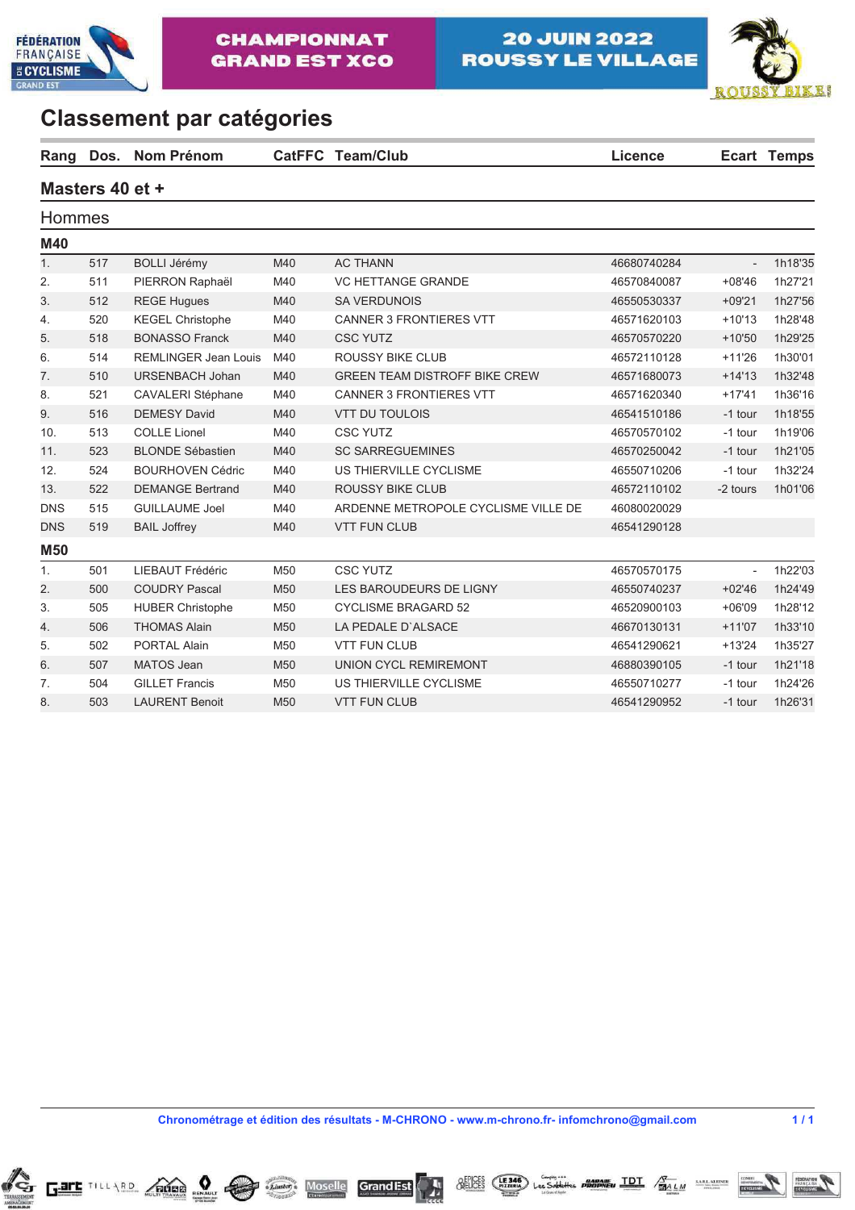CHAMPIONNAT GRAND EST XCO

20 JUIN 2022 ROUSSY LE VILLAGE

# Classement par catégories

## Masters 40 et +

### Hommes

#### M40

| Rang | Dos. | Nom Prénom | CatFFC | Team/Club | Licence | Ecart | Temps |
|---|---|---|---|---|---|---|---|
| 1. | 517 | BOLLI Jérémy | M40 | AC THANN | 46680740284 | - | 1h18'35 |
| 2. | 511 | PIERRON Raphaël | M40 | VC HETTANGE GRANDE | 46570840087 | +08'46 | 1h27'21 |
| 3. | 512 | REGE Hugues | M40 | SA VERDUNOIS | 46550530337 | +09'21 | 1h27'56 |
| 4. | 520 | KEGEL Christophe | M40 | CANNER 3 FRONTIERES VTT | 46571620103 | +10'13 | 1h28'48 |
| 5. | 518 | BONASSO Franck | M40 | CSC YUTZ | 46570570220 | +10'50 | 1h29'25 |
| 6. | 514 | REMLINGER Jean Louis | M40 | ROUSSY BIKE CLUB | 46572110128 | +11'26 | 1h30'01 |
| 7. | 510 | URSENBACH Johan | M40 | GREEN TEAM DISTROFF BIKE CREW | 46571680073 | +14'13 | 1h32'48 |
| 8. | 521 | CAVALERI Stéphane | M40 | CANNER 3 FRONTIERES VTT | 46571620340 | +17'41 | 1h36'16 |
| 9. | 516 | DEMESY David | M40 | VTT DU TOULOIS | 46541510186 | -1 tour | 1h18'55 |
| 10. | 513 | COLLE Lionel | M40 | CSC YUTZ | 46570570102 | -1 tour | 1h19'06 |
| 11. | 523 | BLONDE Sébastien | M40 | SC SARREGUEMINES | 46570250042 | -1 tour | 1h21'05 |
| 12. | 524 | BOURHOVEN Cédric | M40 | US THIERVILLE CYCLISME | 46550710206 | -1 tour | 1h32'24 |
| 13. | 522 | DEMANGE Bertrand | M40 | ROUSSY BIKE CLUB | 46572110102 | -2 tours | 1h01'06 |
| DNS | 515 | GUILLAUME Joel | M40 | ARDENNE METROPOLE CYCLISME VILLE DE | 46080020029 | | |
| DNS | 519 | BAIL Joffrey | M40 | VTT FUN CLUB | 46541290128 | | |

#### M50

| Rang | Dos. | Nom Prénom | CatFFC | Team/Club | Licence | Ecart | Temps |
|---|---|---|---|---|---|---|---|
| 1. | 501 | LIEBAUT Frédéric | M50 | CSC YUTZ | 46570570175 | - | 1h22'03 |
| 2. | 500 | COUDRY Pascal | M50 | LES BAROUDEURS DE LIGNY | 46550740237 | +02'46 | 1h24'49 |
| 3. | 505 | HUBER Christophe | M50 | CYCLISME BRAGARD 52 | 46520900103 | +06'09 | 1h28'12 |
| 4. | 506 | THOMAS Alain | M50 | LA PEDALE D`ALSACE | 46670130131 | +11'07 | 1h33'10 |
| 5. | 502 | PORTAL Alain | M50 | VTT FUN CLUB | 46541290621 | +13'24 | 1h35'27 |
| 6. | 507 | MATOS Jean | M50 | UNION CYCL REMIREMONT | 46880390105 | -1 tour | 1h21'18 |
| 7. | 504 | GILLET Francis | M50 | US THIERVILLE CYCLISME | 46550710277 | -1 tour | 1h24'26 |
| 8. | 503 | LAURENT Benoit | M50 | VTT FUN CLUB | 46541290952 | -1 tour | 1h26'31 |

Chronométrage et édition des résultats - M-CHRONO - www.m-chrono.fr- infomchrono@gmail.com